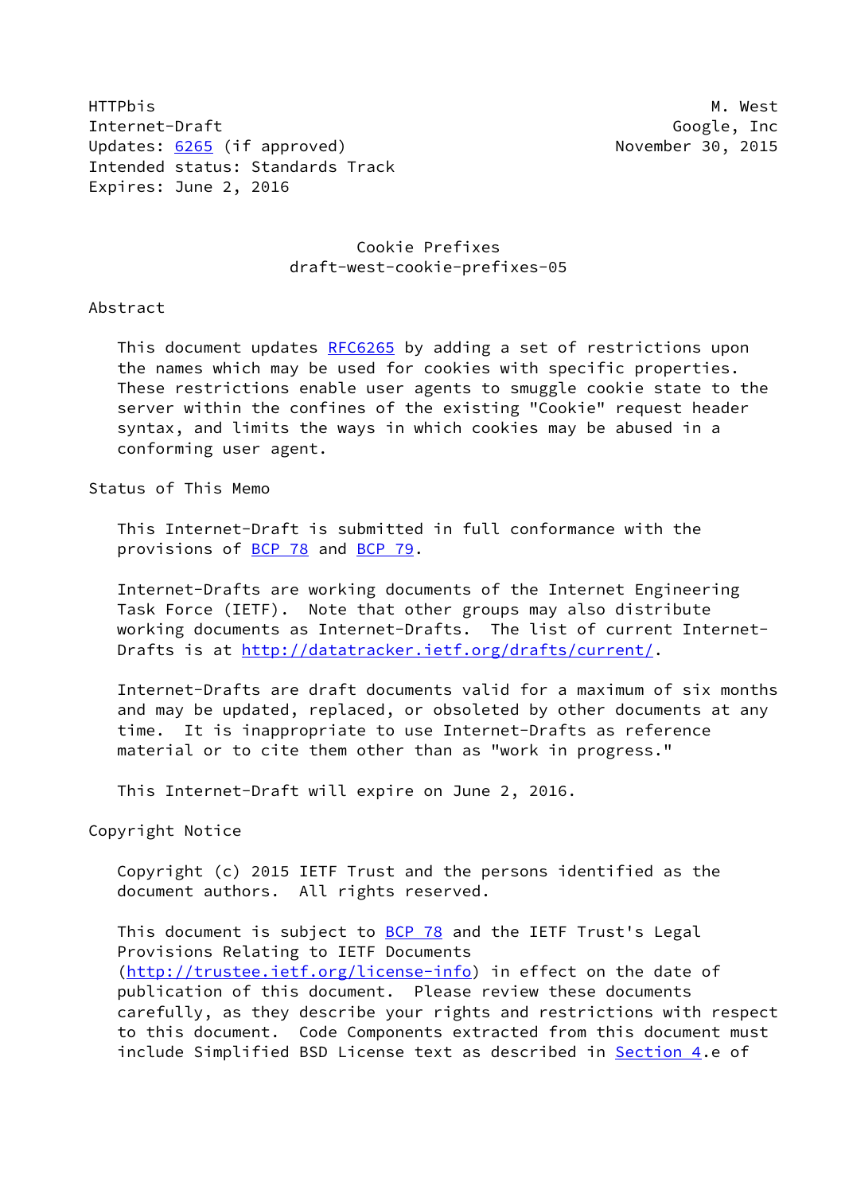HTTPbis M. West
Internet-Draft Google, Inc
Updates: 6265 (if approved) November 30, 2015
Intended status: Standards Track
Expires: June 2, 2016

# Cookie Prefixes
draft-west-cookie-prefixes-05

## Abstract

This document updates RFC6265 by adding a set of restrictions upon the names which may be used for cookies with specific properties. These restrictions enable user agents to smuggle cookie state to the server within the confines of the existing "Cookie" request header syntax, and limits the ways in which cookies may be abused in a conforming user agent.

## Status of This Memo

This Internet-Draft is submitted in full conformance with the provisions of BCP 78 and BCP 79.

Internet-Drafts are working documents of the Internet Engineering Task Force (IETF). Note that other groups may also distribute working documents as Internet-Drafts. The list of current Internet-Drafts is at http://datatracker.ietf.org/drafts/current/.

Internet-Drafts are draft documents valid for a maximum of six months and may be updated, replaced, or obsoleted by other documents at any time. It is inappropriate to use Internet-Drafts as reference material or to cite them other than as "work in progress."

This Internet-Draft will expire on June 2, 2016.

## Copyright Notice

Copyright (c) 2015 IETF Trust and the persons identified as the document authors. All rights reserved.

This document is subject to BCP 78 and the IETF Trust's Legal Provisions Relating to IETF Documents (http://trustee.ietf.org/license-info) in effect on the date of publication of this document. Please review these documents carefully, as they describe your rights and restrictions with respect to this document. Code Components extracted from this document must include Simplified BSD License text as described in Section 4.e of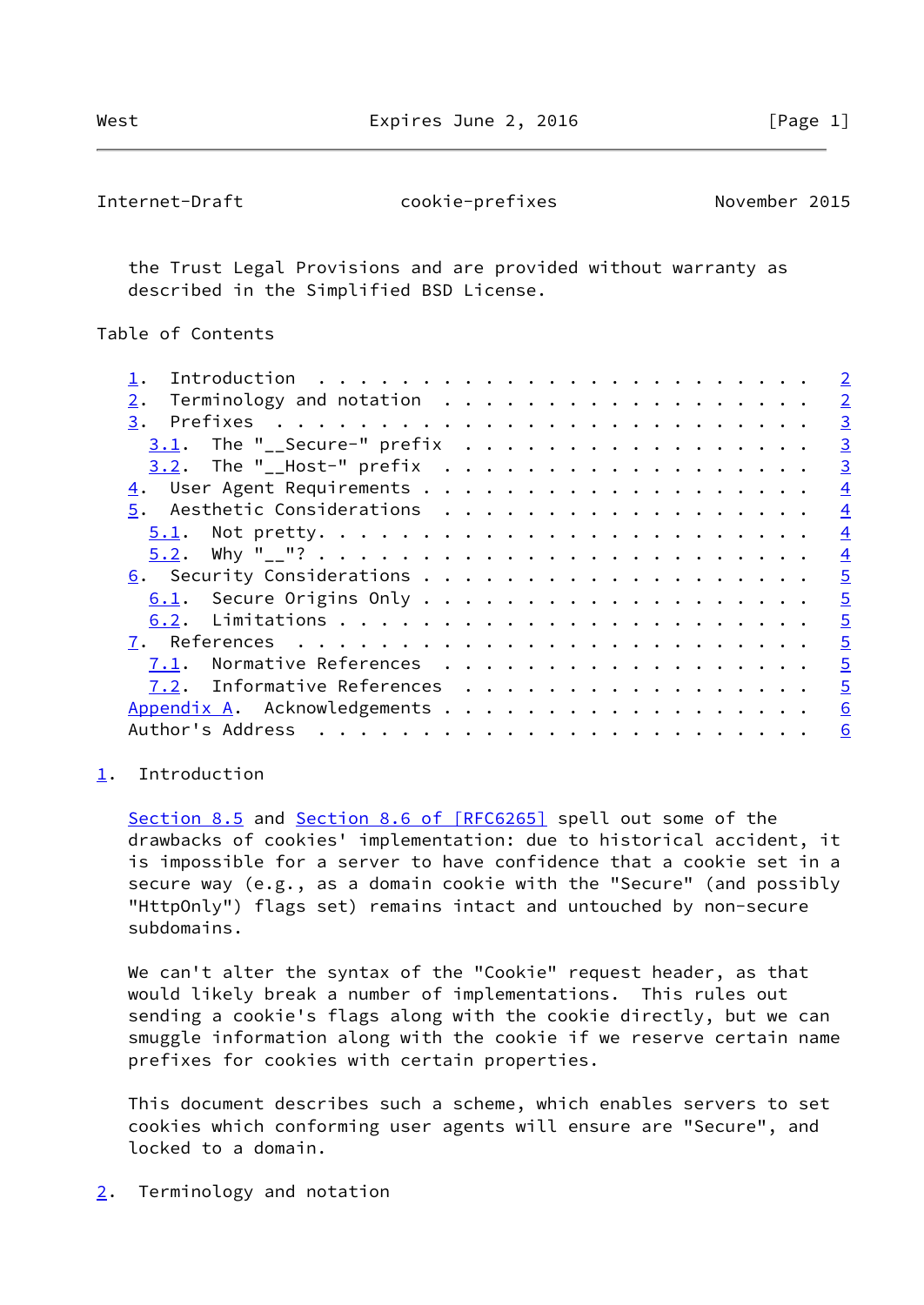the Trust Legal Provisions and are provided without warranty as described in the Simplified BSD License.

Table of Contents

1. Introduction . . . . . . . . . . . . . . . . . . . . . . . . 2
2. Terminology and notation . . . . . . . . . . . . . . . . . . 2
3. Prefixes . . . . . . . . . . . . . . . . . . . . . . . . . . 3
   3.1. The "__Secure-" prefix . . . . . . . . . . . . . . . . . 3
   3.2. The "__Host-" prefix . . . . . . . . . . . . . . . . . . 3
4. User Agent Requirements . . . . . . . . . . . . . . . . . . . 4
5. Aesthetic Considerations . . . . . . . . . . . . . . . . . . 4
   5.1. Not pretty. . . . . . . . . . . . . . . . . . . . . . . . 4
   5.2. Why "__"? . . . . . . . . . . . . . . . . . . . . . . . . 4
6. Security Considerations . . . . . . . . . . . . . . . . . . . 5
   6.1. Secure Origins Only . . . . . . . . . . . . . . . . . . . 5
   6.2. Limitations . . . . . . . . . . . . . . . . . . . . . . . 5
7. References . . . . . . . . . . . . . . . . . . . . . . . . . 5
   7.1. Normative References . . . . . . . . . . . . . . . . . . 5
   7.2. Informative References . . . . . . . . . . . . . . . . . 5
Appendix A. Acknowledgements . . . . . . . . . . . . . . . . . . 6
Author's Address . . . . . . . . . . . . . . . . . . . . . . . . 6

## 1. Introduction

Section 8.5 and Section 8.6 of [RFC6265] spell out some of the drawbacks of cookies' implementation: due to historical accident, it is impossible for a server to have confidence that a cookie set in a secure way (e.g., as a domain cookie with the "Secure" (and possibly "HttpOnly") flags set) remains intact and untouched by non-secure subdomains.

We can't alter the syntax of the "Cookie" request header, as that would likely break a number of implementations. This rules out sending a cookie's flags along with the cookie directly, but we can smuggle information along with the cookie if we reserve certain name prefixes for cookies with certain properties.

This document describes such a scheme, which enables servers to set cookies which conforming user agents will ensure are "Secure", and locked to a domain.

## 2. Terminology and notation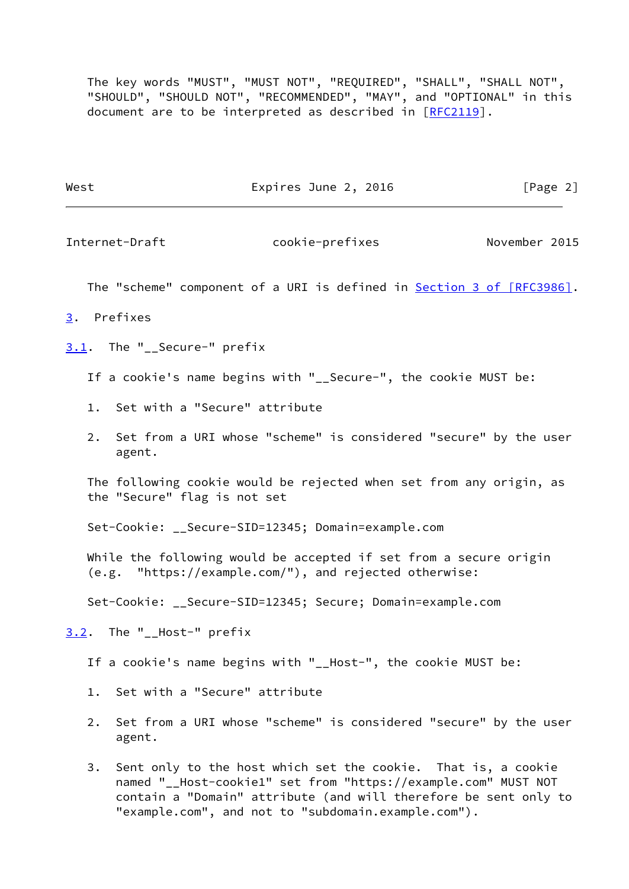The key words "MUST", "MUST NOT", "REQUIRED", "SHALL", "SHALL NOT", "SHOULD", "SHOULD NOT", "RECOMMENDED", "MAY", and "OPTIONAL" in this document are to be interpreted as described in [RFC2119].

The "scheme" component of a URI is defined in Section 3 of [RFC3986].

# 3. Prefixes

## 3.1. The "__Secure-" prefix

If a cookie's name begins with "__Secure-", the cookie MUST be:

1. Set with a "Secure" attribute
2. Set from a URI whose "scheme" is considered "secure" by the user agent.

The following cookie would be rejected when set from any origin, as the "Secure" flag is not set

```
Set-Cookie: __Secure-SID=12345; Domain=example.com
```

While the following would be accepted if set from a secure origin (e.g. "https://example.com/"), and rejected otherwise:

```
Set-Cookie: __Secure-SID=12345; Secure; Domain=example.com
```

## 3.2. The "__Host-" prefix

If a cookie's name begins with "__Host-", the cookie MUST be:

1. Set with a "Secure" attribute
2. Set from a URI whose "scheme" is considered "secure" by the user agent.
3. Sent only to the host which set the cookie. That is, a cookie named "__Host-cookie1" set from "https://example.com" MUST NOT contain a "Domain" attribute (and will therefore be sent only to "example.com", and not to "subdomain.example.com").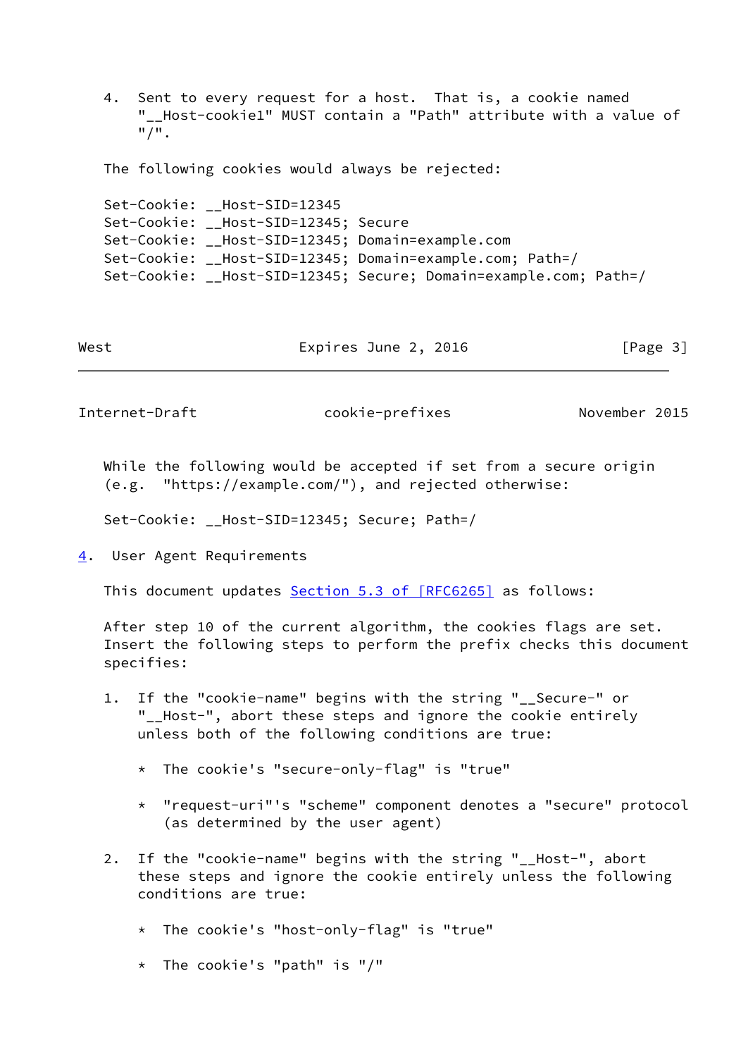4. Sent to every request for a host. That is, a cookie named "__Host-cookie1" MUST contain a "Path" attribute with a value of "/".

The following cookies would always be rejected:

```
Set-Cookie: __Host-SID=12345
Set-Cookie: __Host-SID=12345; Secure
Set-Cookie: __Host-SID=12345; Domain=example.com
Set-Cookie: __Host-SID=12345; Domain=example.com; Path=/
Set-Cookie: __Host-SID=12345; Secure; Domain=example.com; Path=/
```

While the following would be accepted if set from a secure origin (e.g. "https://example.com/"), and rejected otherwise:

```
Set-Cookie: __Host-SID=12345; Secure; Path=/
```

## 4. User Agent Requirements

This document updates Section 5.3 of [RFC6265] as follows:

After step 10 of the current algorithm, the cookies flags are set. Insert the following steps to perform the prefix checks this document specifies:

1. If the "cookie-name" begins with the string "__Secure-" or "__Host-", abort these steps and ignore the cookie entirely unless both of the following conditions are true:

   * The cookie's "secure-only-flag" is "true"

   * "request-uri"'s "scheme" component denotes a "secure" protocol (as determined by the user agent)

2. If the "cookie-name" begins with the string "__Host-", abort these steps and ignore the cookie entirely unless the following conditions are true:

   * The cookie's "host-only-flag" is "true"

   * The cookie's "path" is "/"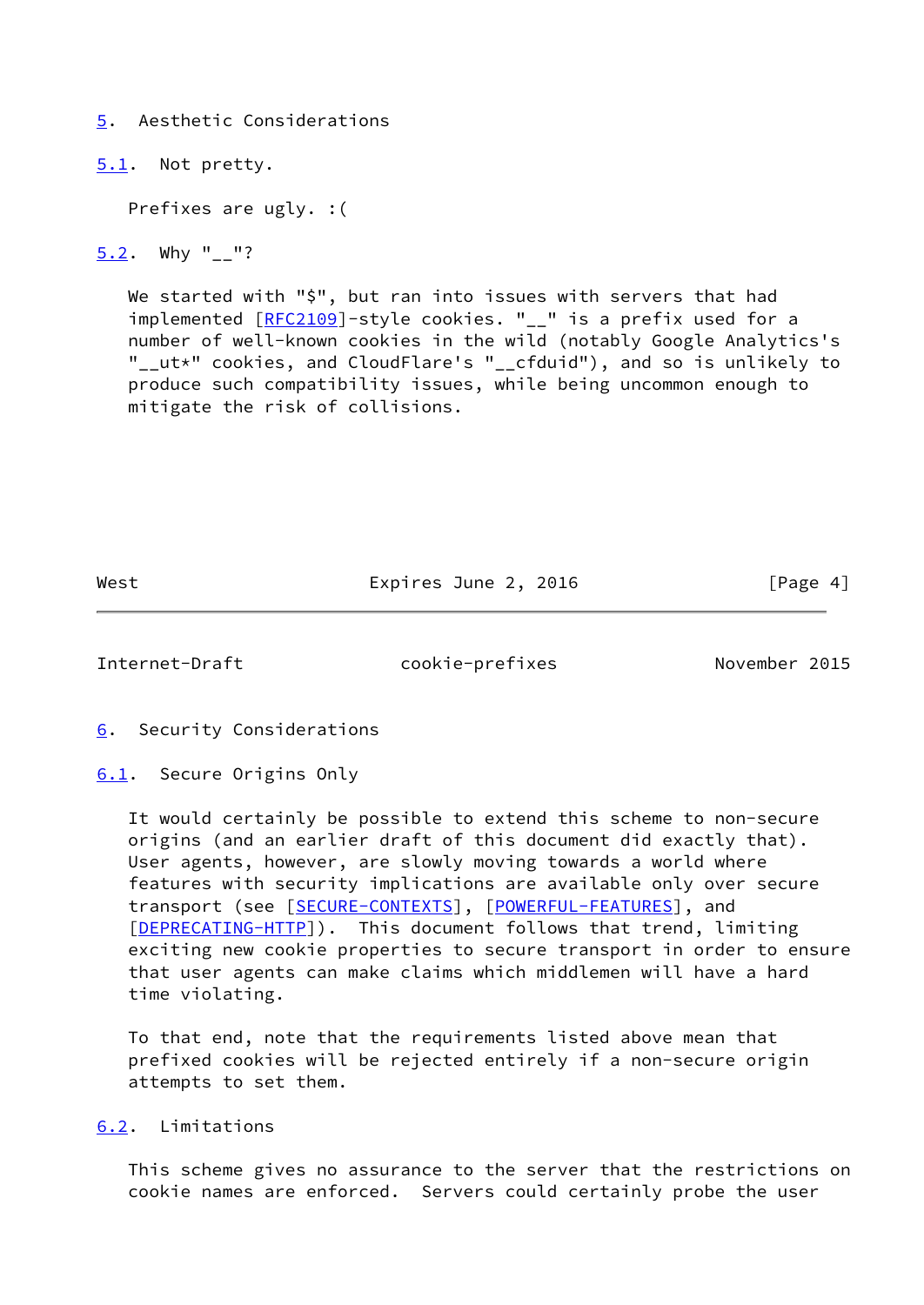## 5. Aesthetic Considerations

### 5.1. Not pretty.

Prefixes are ugly. :(

### 5.2. Why "__"?

We started with "$", but ran into issues with servers that had implemented [RFC2109]-style cookies. "__" is a prefix used for a number of well-known cookies in the wild (notably Google Analytics's "__ut*" cookies, and CloudFlare's "__cfduid"), and so is unlikely to produce such compatibility issues, while being uncommon enough to mitigate the risk of collisions.

## 6. Security Considerations

### 6.1. Secure Origins Only

It would certainly be possible to extend this scheme to non-secure origins (and an earlier draft of this document did exactly that). User agents, however, are slowly moving towards a world where features with security implications are available only over secure transport (see [SECURE-CONTEXTS], [POWERFUL-FEATURES], and [DEPRECATING-HTTP]). This document follows that trend, limiting exciting new cookie properties to secure transport in order to ensure that user agents can make claims which middlemen will have a hard time violating.

To that end, note that the requirements listed above mean that prefixed cookies will be rejected entirely if a non-secure origin attempts to set them.

### 6.2. Limitations

This scheme gives no assurance to the server that the restrictions on cookie names are enforced. Servers could certainly probe the user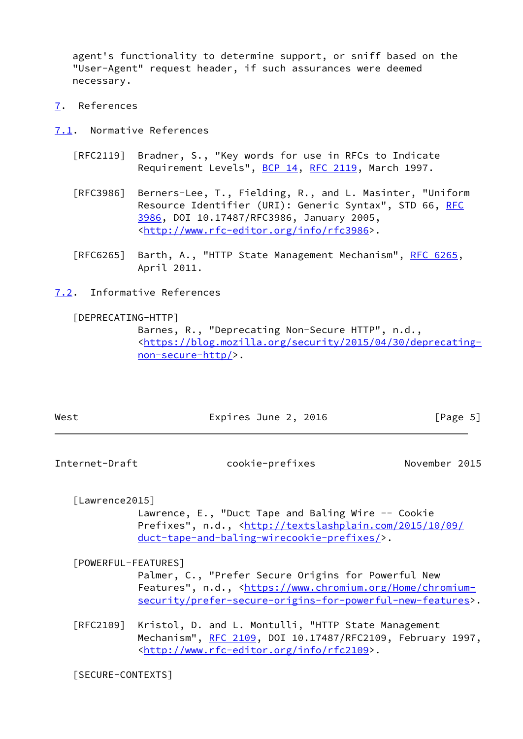agent's functionality to determine support, or sniff based on the "User-Agent" request header, if such assurances were deemed necessary.

## 7. References

### 7.1. Normative References

[RFC2119] Bradner, S., "Key words for use in RFCs to Indicate Requirement Levels", BCP 14, RFC 2119, March 1997.

[RFC3986] Berners-Lee, T., Fielding, R., and L. Masinter, "Uniform Resource Identifier (URI): Generic Syntax", STD 66, RFC 3986, DOI 10.17487/RFC3986, January 2005, <http://www.rfc-editor.org/info/rfc3986>.

[RFC6265] Barth, A., "HTTP State Management Mechanism", RFC 6265, April 2011.

### 7.2. Informative References

[DEPRECATING-HTTP]
Barnes, R., "Deprecating Non-Secure HTTP", n.d., <https://blog.mozilla.org/security/2015/04/30/deprecating-non-secure-http/>.

[Lawrence2015]
Lawrence, E., "Duct Tape and Baling Wire -- Cookie Prefixes", n.d., <http://textslashplain.com/2015/10/09/duct-tape-and-baling-wirecookie-prefixes/>.

[POWERFUL-FEATURES]
Palmer, C., "Prefer Secure Origins for Powerful New Features", n.d., <https://www.chromium.org/Home/chromium-security/prefer-secure-origins-for-powerful-new-features>.

[RFC2109] Kristol, D. and L. Montulli, "HTTP State Management Mechanism", RFC 2109, DOI 10.17487/RFC2109, February 1997, <http://www.rfc-editor.org/info/rfc2109>.

[SECURE-CONTEXTS]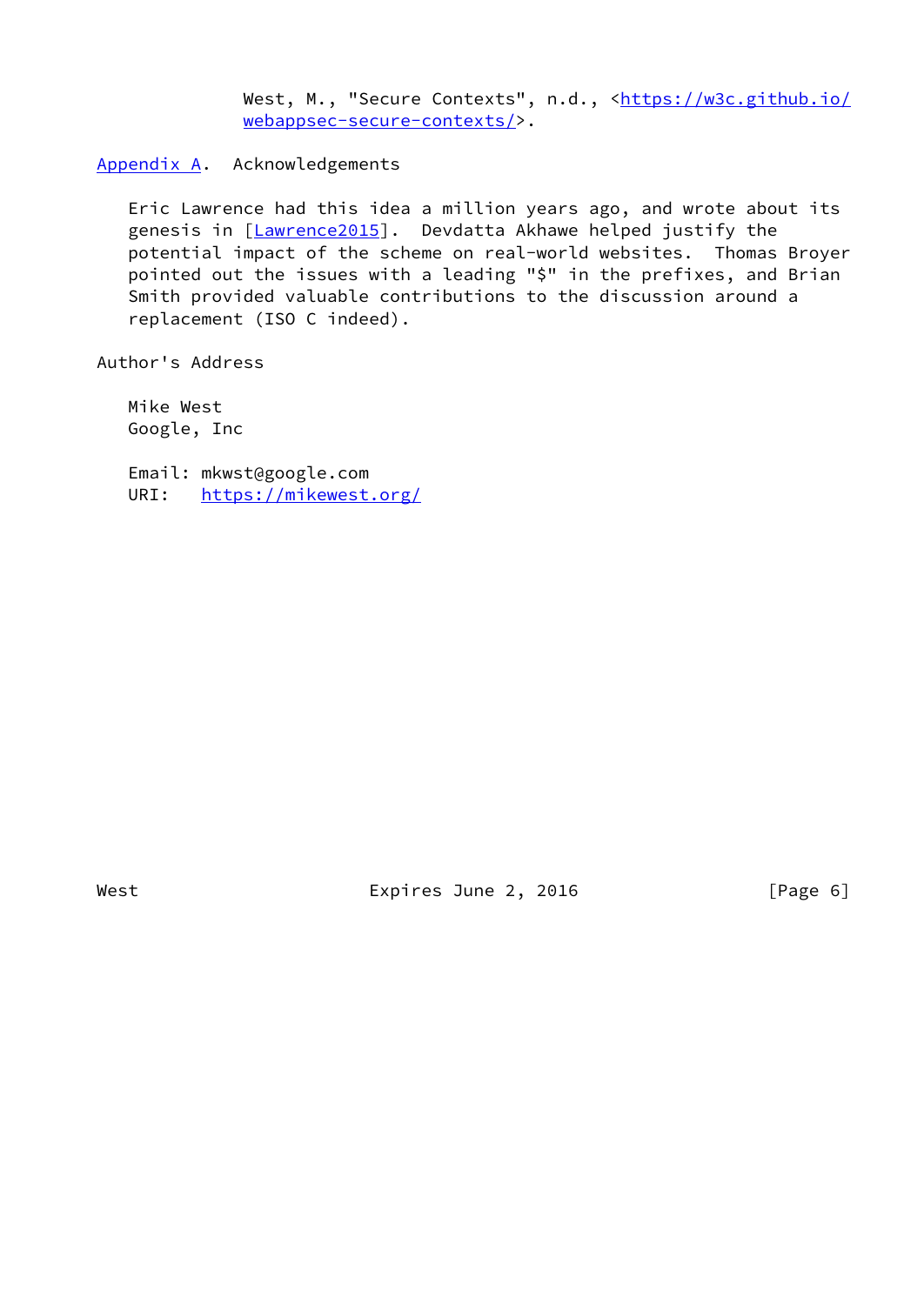West, M., "Secure Contexts", n.d., <https://w3c.github.io/webappsec-secure-contexts/>.

## Appendix A. Acknowledgements

Eric Lawrence had this idea a million years ago, and wrote about its genesis in [Lawrence2015]. Devdatta Akhawe helped justify the potential impact of the scheme on real-world websites. Thomas Broyer pointed out the issues with a leading "$" in the prefixes, and Brian Smith provided valuable contributions to the discussion around a replacement (ISO C indeed).

## Author's Address

Mike West
Google, Inc

Email: mkwst@google.com
URI: https://mikewest.org/